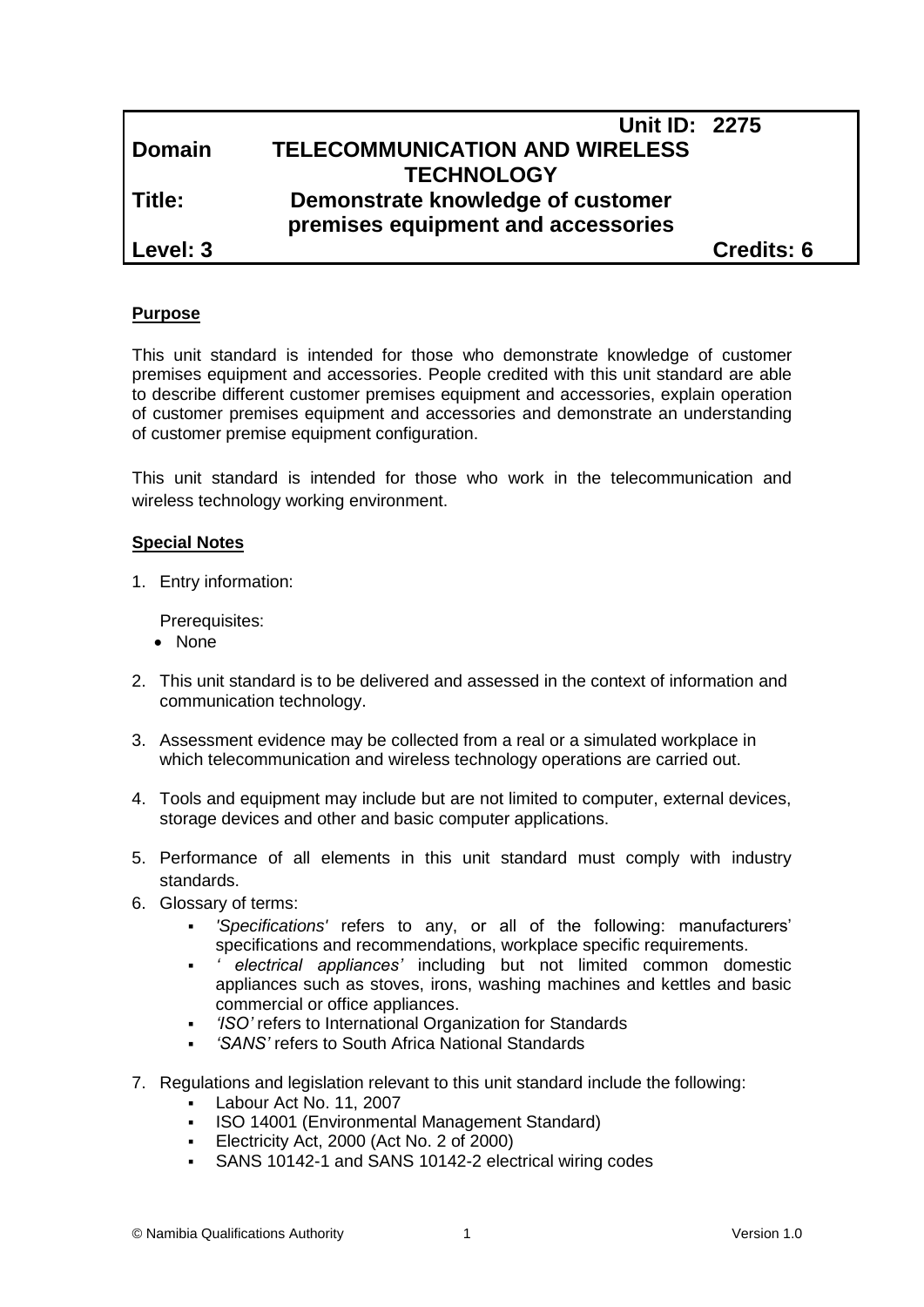| | Unit ID: 2275 |
|---|---|
| **Domain** | **TELECOMMUNICATION AND WIRELESS TECHNOLOGY** |
| **Title:** | **Demonstrate knowledge of customer premises equipment and accessories** |
| **Level: 3** | **Credits: 6** |

**Purpose**

This unit standard is intended for those who demonstrate knowledge of customer premises equipment and accessories. People credited with this unit standard are able to describe different customer premises equipment and accessories, explain operation of customer premises equipment and accessories and demonstrate an understanding of customer premise equipment configuration.

This unit standard is intended for those who work in the telecommunication and wireless technology working environment.

**Special Notes**

1. Entry information:

   Prerequisites:
   - None

2. This unit standard is to be delivered and assessed in the context of information and communication technology.

3. Assessment evidence may be collected from a real or a simulated workplace in which telecommunication and wireless technology operations are carried out.

4. Tools and equipment may include but are not limited to computer, external devices, storage devices and other and basic computer applications.

5. Performance of all elements in this unit standard must comply with industry standards.

6. Glossary of terms:
   - *'Specifications'* refers to any, or all of the following: manufacturers' specifications and recommendations, workplace specific requirements.
   - *' electrical appliances'* including but not limited common domestic appliances such as stoves, irons, washing machines and kettles and basic commercial or office appliances.
   - *'ISO'* refers to International Organization for Standards
   - *'SANS'* refers to South Africa National Standards

7. Regulations and legislation relevant to this unit standard include the following:
   - Labour Act No. 11, 2007
   - ISO 14001 (Environmental Management Standard)
   - Electricity Act, 2000 (Act No. 2 of 2000)
   - SANS 10142-1 and SANS 10142-2 electrical wiring codes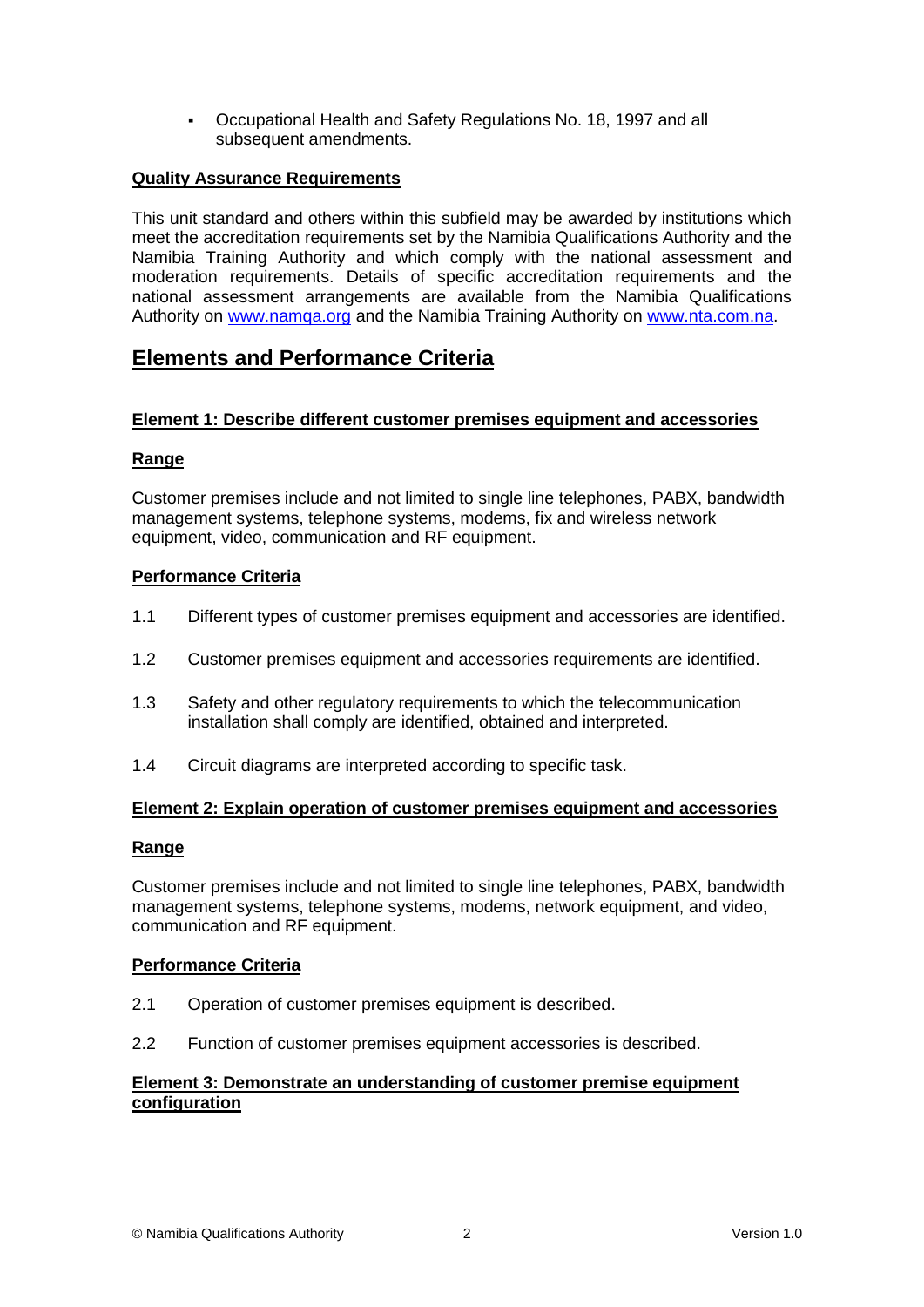- Occupational Health and Safety Regulations No. 18, 1997 and all subsequent amendments.

**Quality Assurance Requirements**

This unit standard and others within this subfield may be awarded by institutions which meet the accreditation requirements set by the Namibia Qualifications Authority and the Namibia Training Authority and which comply with the national assessment and moderation requirements. Details of specific accreditation requirements and the national assessment arrangements are available from the Namibia Qualifications Authority on www.namqa.org and the Namibia Training Authority on www.nta.com.na.

# Elements and Performance Criteria

**Element 1: Describe different customer premises equipment and accessories**

**Range**

Customer premises include and not limited to single line telephones, PABX, bandwidth management systems, telephone systems, modems, fix and wireless network equipment, video, communication and RF equipment.

**Performance Criteria**

1.1 Different types of customer premises equipment and accessories are identified.

1.2 Customer premises equipment and accessories requirements are identified.

1.3 Safety and other regulatory requirements to which the telecommunication installation shall comply are identified, obtained and interpreted.

1.4 Circuit diagrams are interpreted according to specific task.

**Element 2: Explain operation of customer premises equipment and accessories**

**Range**

Customer premises include and not limited to single line telephones, PABX, bandwidth management systems, telephone systems, modems, network equipment, and video, communication and RF equipment.

**Performance Criteria**

2.1 Operation of customer premises equipment is described.

2.2 Function of customer premises equipment accessories is described.

**Element 3: Demonstrate an understanding of customer premise equipment configuration**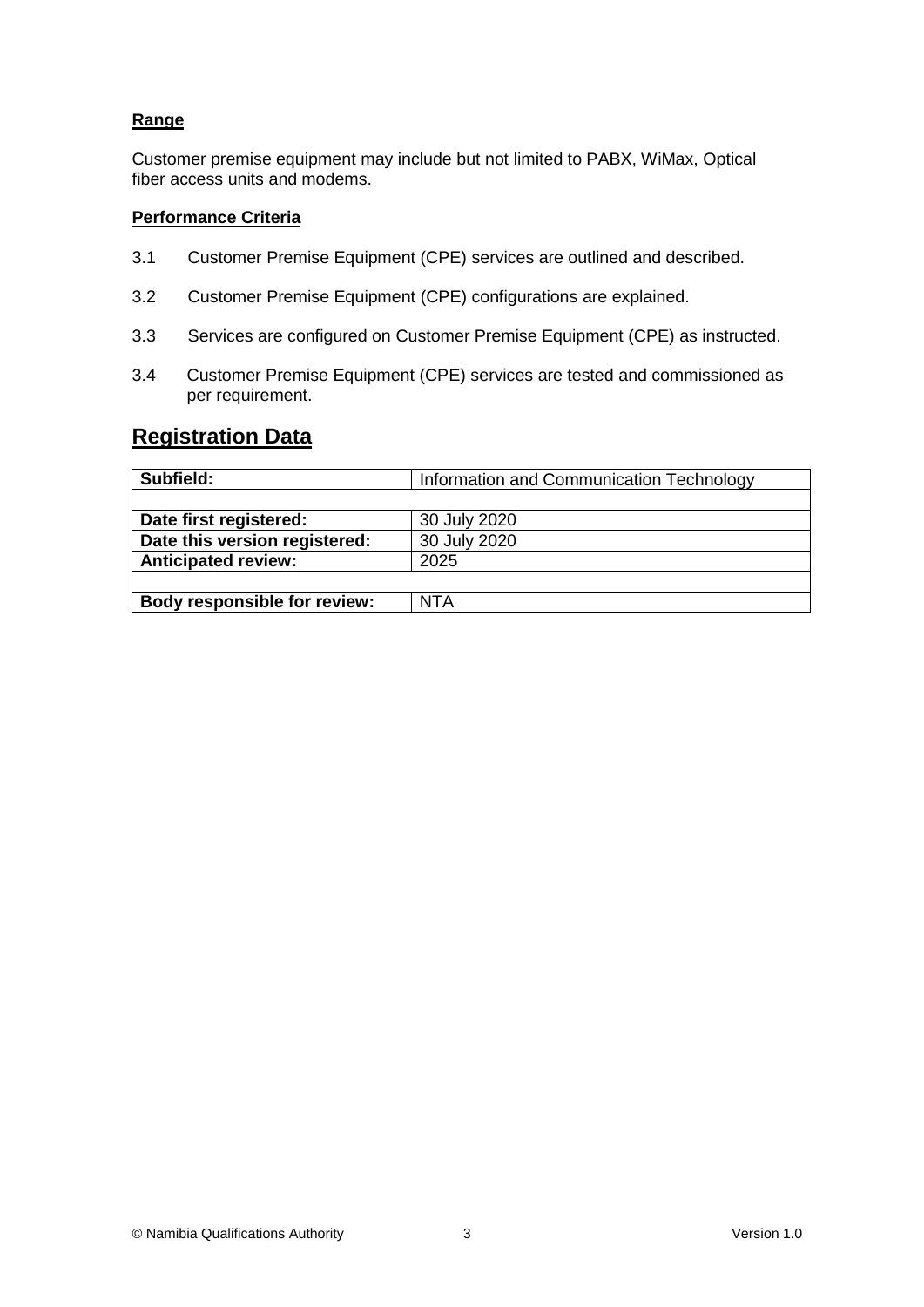**Range**

Customer premise equipment may include but not limited to PABX, WiMax, Optical fiber access units and modems.

**Performance Criteria**

3.1 Customer Premise Equipment (CPE) services are outlined and described.

3.2 Customer Premise Equipment (CPE) configurations are explained.

3.3 Services are configured on Customer Premise Equipment (CPE) as instructed.

3.4 Customer Premise Equipment (CPE) services are tested and commissioned as per requirement.

## Registration Data

| | |
|---|---|
| **Subfield:** | Information and Communication Technology |
| | |
| **Date first registered:** | 30 July 2020 |
| **Date this version registered:** | 30 July 2020 |
| **Anticipated review:** | 2025 |
| | |
| **Body responsible for review:** | NTA |

© Namibia Qualifications Authority Version 1.0